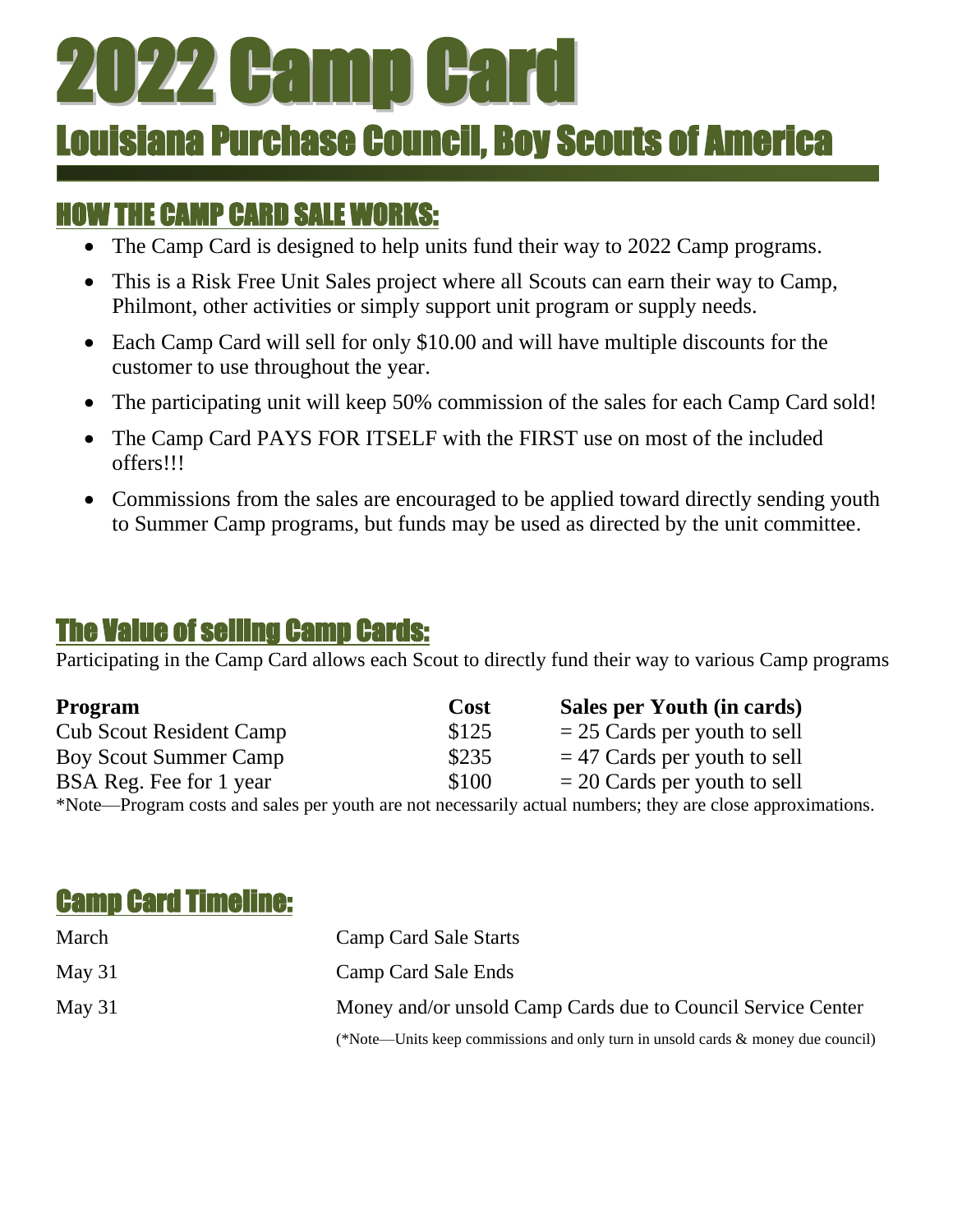# 2022 Camp Card

## Louisiana Purchase Council, Boy Scouts of America

### HOW THE CAMP CARD SALE WORKS:

- The Camp Card is designed to help units fund their way to 2022 Camp programs.
- This is a Risk Free Unit Sales project where all Scouts can earn their way to Camp, Philmont, other activities or simply support unit program or supply needs.
- Each Camp Card will sell for only $10.00 and will have multiple discounts for the customer to use throughout the year.
- The participating unit will keep 50% commission of the sales for each Camp Card sold!
- The Camp Card PAYS FOR ITSELF with the FIRST use on most of the included offers!!!
- Commissions from the sales are encouraged to be applied toward directly sending youth to Summer Camp programs, but funds may be used as directed by the unit committee.

### The Value of selling Camp Cards:

Participating in the Camp Card allows each Scout to directly fund their way to various Camp programs

| Program | Cost | Sales per Youth (in cards) |
|---|---|---|
| Cub Scout Resident Camp | $125 | = 25 Cards per youth to sell |
| Boy Scout Summer Camp | $235 | = 47 Cards per youth to sell |
| BSA Reg. Fee for 1 year | $100 | = 20 Cards per youth to sell |

*Note—Program costs and sales per youth are not necessarily actual numbers; they are close approximations.

### Camp Card Timeline:

| | |
|---|---|
| March | Camp Card Sale Starts |
| May 31 | Camp Card Sale Ends |
| May 31 | Money and/or unsold Camp Cards due to Council Service Center |

(*Note—Units keep commissions and only turn in unsold cards & money due council)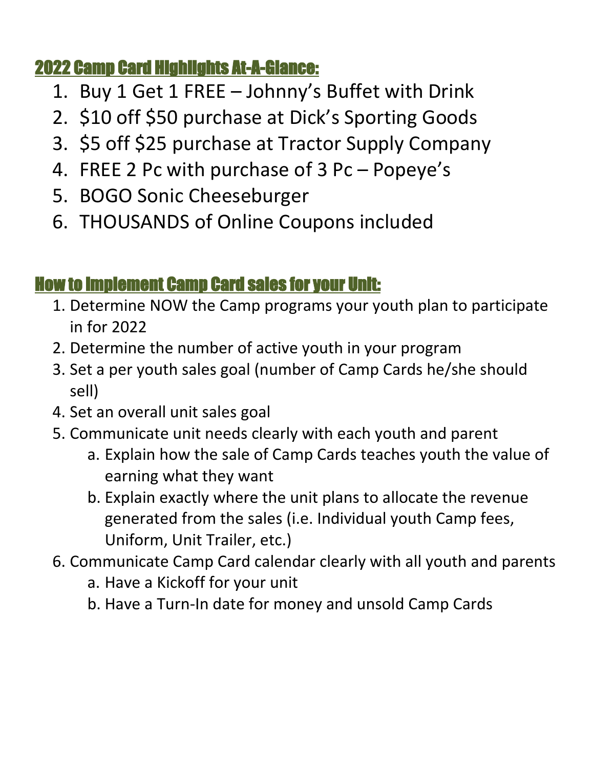## 2022 Camp Card Highlights At-A-Glance:

1. Buy 1 Get 1 FREE – Johnny's Buffet with Drink
2. $10 off $50 purchase at Dick's Sporting Goods
3. $5 off $25 purchase at Tractor Supply Company
4. FREE 2 Pc with purchase of 3 Pc – Popeye's
5. BOGO Sonic Cheeseburger
6. THOUSANDS of Online Coupons included

## How to Implement Camp Card sales for your Unit:

1. Determine NOW the Camp programs your youth plan to participate in for 2022
2. Determine the number of active youth in your program
3. Set a per youth sales goal (number of Camp Cards he/she should sell)
4. Set an overall unit sales goal
5. Communicate unit needs clearly with each youth and parent
    a. Explain how the sale of Camp Cards teaches youth the value of earning what they want
    b. Explain exactly where the unit plans to allocate the revenue generated from the sales (i.e. Individual youth Camp fees, Uniform, Unit Trailer, etc.)
6. Communicate Camp Card calendar clearly with all youth and parents
    a. Have a Kickoff for your unit
    b. Have a Turn-In date for money and unsold Camp Cards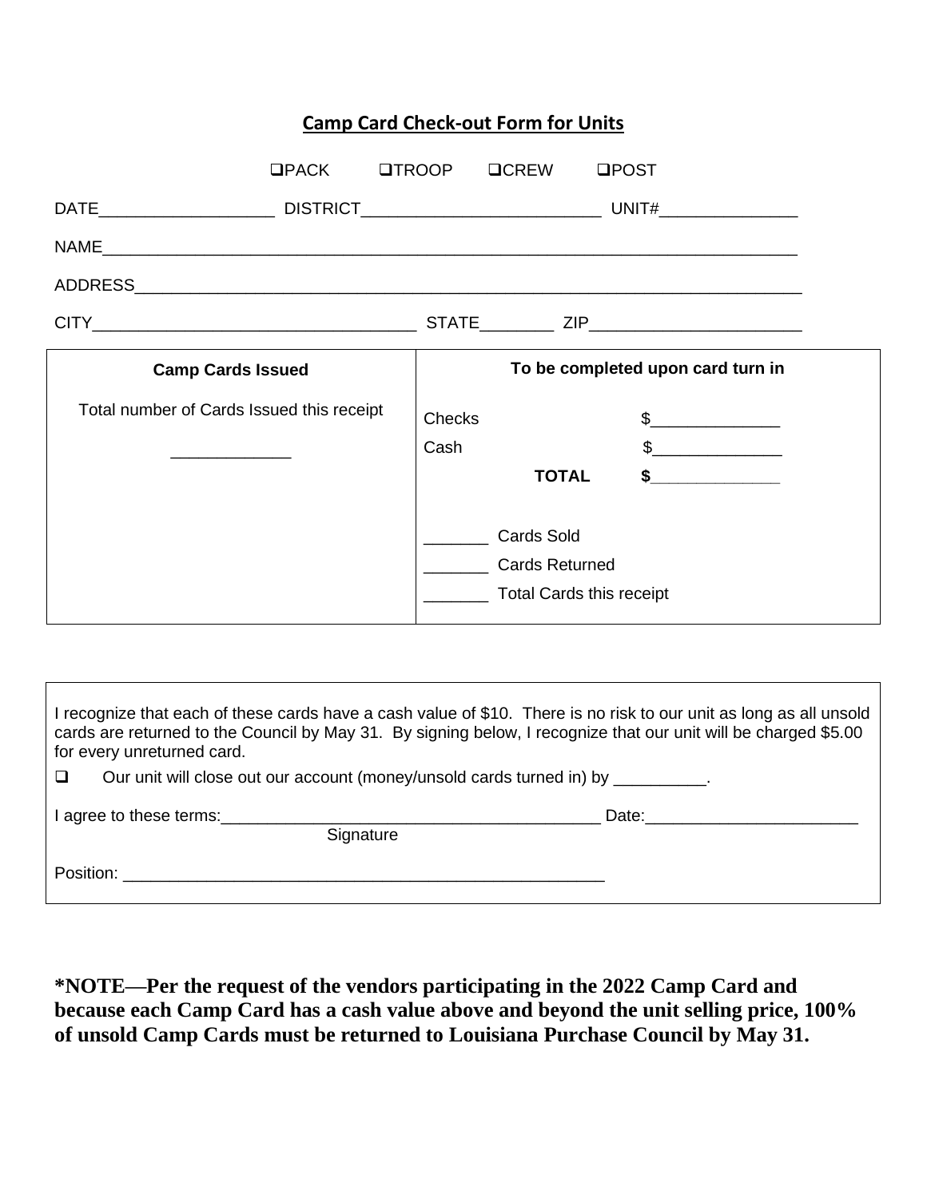# Camp Card Check-out Form for Units

❑PACK ❑TROOP ❑CREW ❑POST

DATE___________________ DISTRICT__________________________ UNIT#_______________

NAME_____________________________________________________________________________

ADDRESS__________________________________________________________________________

CITY___________________________________ STATE________ ZIP_______________________

| Camp Cards Issued | To be completed upon card turn in |
|---|---|
| Total number of Cards Issued this receipt<br><br>_____________ | Checks $______________<br>Cash $______________<br>**TOTAL $______________**<br><br>_______ Cards Sold<br>_______ Cards Returned<br>_______ Total Cards this receipt |

I recognize that each of these cards have a cash value of $10. There is no risk to our unit as long as all unsold cards are returned to the Council by May 31. By signing below, I recognize that our unit will be charged $5.00 for every unreturned card.

❑ Our unit will close out our account (money/unsold cards turned in) by __________.

I agree to these terms:__________________________________________ Date:_______________________
Signature

Position: _____________________________________________________

**\*NOTE—Per the request of the vendors participating in the 2022 Camp Card and because each Camp Card has a cash value above and beyond the unit selling price, 100% of unsold Camp Cards must be returned to Louisiana Purchase Council by May 31.**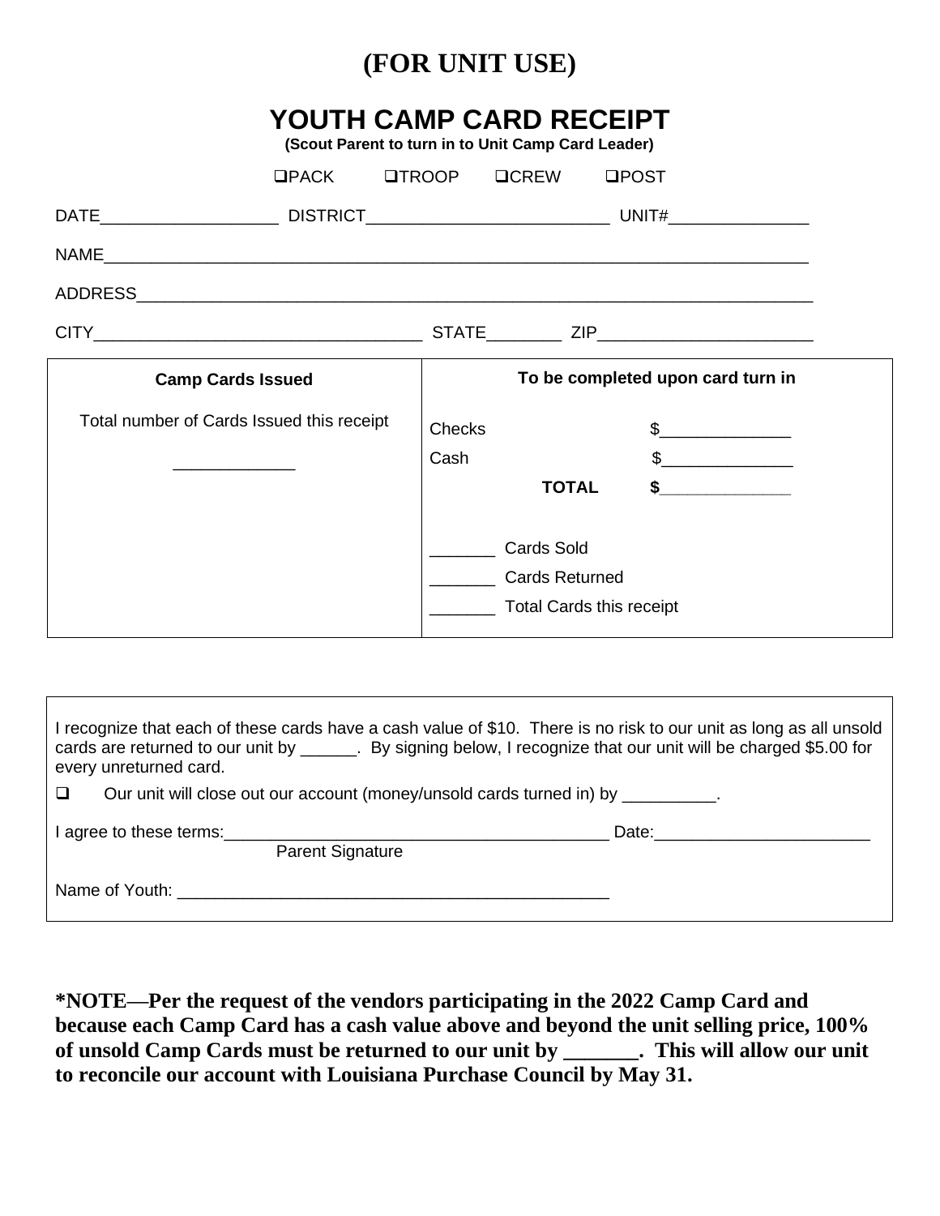# (FOR UNIT USE)

## YOUTH CAMP CARD RECEIPT

**(Scout Parent to turn in to Unit Camp Card Leader)**

❑PACK ❑TROOP ❑CREW ❑POST

DATE___________________ DISTRICT__________________________ UNIT#_______________

NAME_____________________________________________________________________________

ADDRESS__________________________________________________________________________

CITY___________________________________ STATE________ ZIP_______________________

| Camp Cards Issued | To be completed upon card turn in |
|---|---|
| Total number of Cards Issued this receipt<br><br>_____________ | Checks $______________<br>Cash $______________<br>**TOTAL** **$______________**<br><br>_______ Cards Sold<br>_______ Cards Returned<br>_______ Total Cards this receipt |

I recognize that each of these cards have a cash value of $10. There is no risk to our unit as long as all unsold cards are returned to our unit by ______. By signing below, I recognize that our unit will be charged $5.00 for every unreturned card.

❑ Our unit will close out our account (money/unsold cards turned in) by __________.

I agree to these terms:___________________________________________ Date:_______________________
Parent Signature

Name of Youth: ________________________________________________

**\*NOTE—Per the request of the vendors participating in the 2022 Camp Card and because each Camp Card has a cash value above and beyond the unit selling price, 100% of unsold Camp Cards must be returned to our unit by _______. This will allow our unit to reconcile our account with Louisiana Purchase Council by May 31.**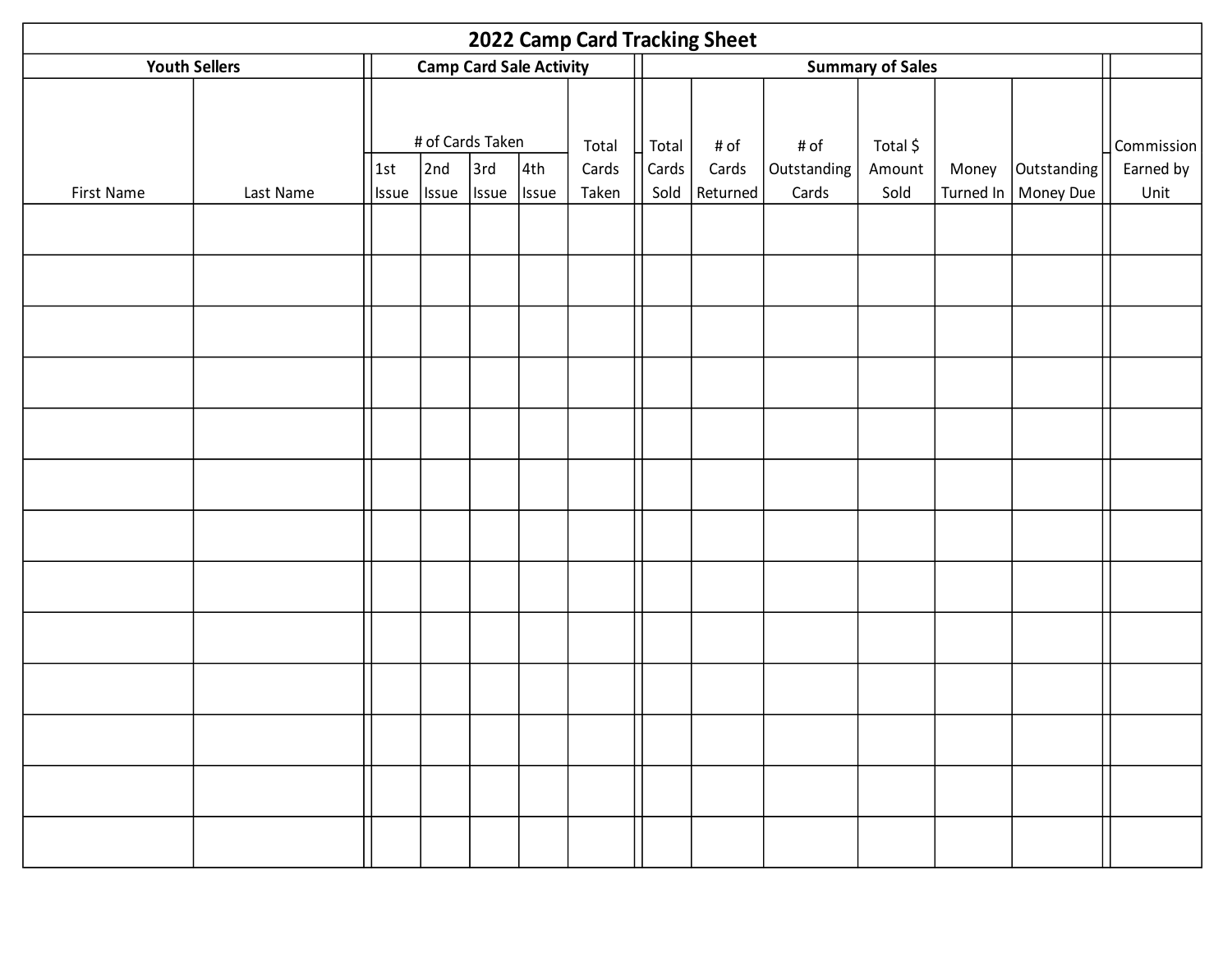# 2022 Camp Card Tracking Sheet

| Youth Sellers | | Camp Card Sale Activity | | | | | Summary of Sales | | | | | | |
|---|---|---|---|---|---|---|---|---|---|---|---|---|---|
| | | # of Cards Taken | | | | | | | | | | | |
| First Name | Last Name | 1st Issue | 2nd Issue | 3rd Issue | 4th Issue | Total Cards Taken | Total Cards Sold | # of Cards Returned | # of Outstanding Cards | Total $ Amount Sold | Money Turned In | Outstanding Money Due | Commission Earned by Unit |
| | | | | | | | | | | | | | |
| | | | | | | | | | | | | | |
| | | | | | | | | | | | | | |
| | | | | | | | | | | | | | |
| | | | | | | | | | | | | | |
| | | | | | | | | | | | | | |
| | | | | | | | | | | | | | |
| | | | | | | | | | | | | | |
| | | | | | | | | | | | | | |
| | | | | | | | | | | | | | |
| | | | | | | | | | | | | | |
| | | | | | | | | | | | | | |
| | | | | | | | | | | | | | |